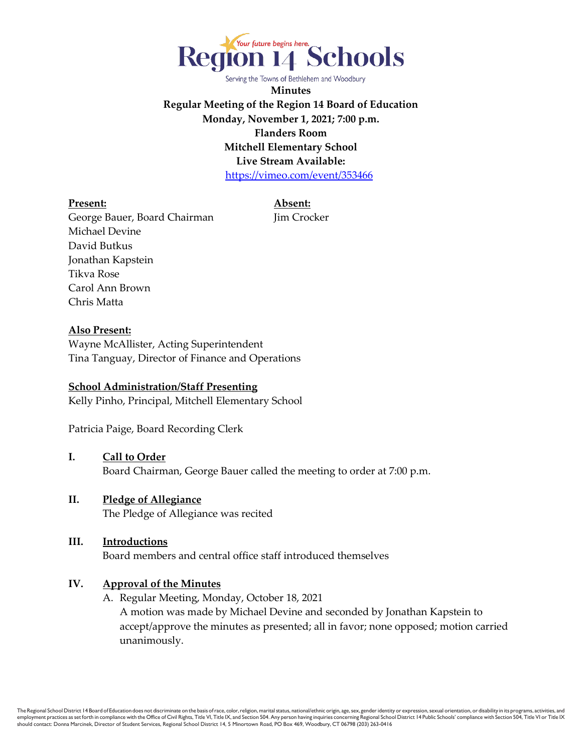Region 14 Schools

Your future begins here.

Serving the Towns of Bethlehem and Woodbury

**Minutes**
**Regular Meeting of the Region 14 Board of Education**
**Monday, November 1, 2021; 7:00 p.m.**
**Flanders Room**
**Mitchell Elementary School**
**Live Stream Available:**
https://vimeo.com/event/353466

**Present:**
George Bauer, Board Chairman
Michael Devine
David Butkus
Jonathan Kapstein
Tikva Rose
Carol Ann Brown
Chris Matta

**Absent:**
Jim Crocker

**Also Present:**
Wayne McAllister, Acting Superintendent
Tina Tanguay, Director of Finance and Operations

**School Administration/Staff Presenting**
Kelly Pinho, Principal, Mitchell Elementary School

Patricia Paige, Board Recording Clerk

## I. Call to Order

Board Chairman, George Bauer called the meeting to order at 7:00 p.m.

## II. Pledge of Allegiance

The Pledge of Allegiance was recited

## III. Introductions

Board members and central office staff introduced themselves

## IV. Approval of the Minutes

A. Regular Meeting, Monday, October 18, 2021
A motion was made by Michael Devine and seconded by Jonathan Kapstein to accept/approve the minutes as presented; all in favor; none opposed; motion carried unanimously.

The Regional School District 14 Board of Education does not discriminate on the basis of race, color, religion, marital status, national/ethnic origin, age, sex, gender identity or expression, sexual orientation, or disability in its programs, activities, and employment practices as set forth in compliance with the Office of Civil Rights, Title VI, Title IX, and Section 504. Any person having inquiries concerning Regional School District 14 Public Schools' compliance with Section 504, Title VI or Title IX should contact: Donna Marcinek, Director of Student Services, Regional School District 14, 5 Minortown Road, PO Box 469, Woodbury, CT 06798 (203) 263-0416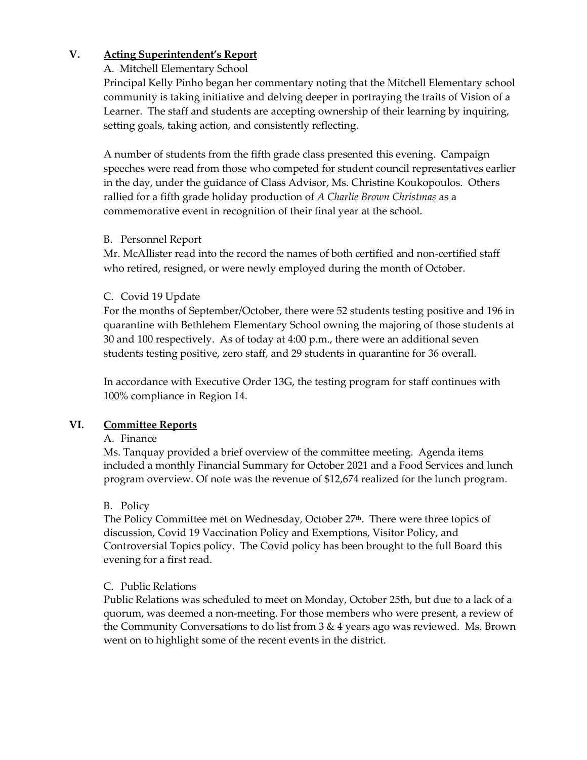## V. Acting Superintendent's Report

A. Mitchell Elementary School

Principal Kelly Pinho began her commentary noting that the Mitchell Elementary school community is taking initiative and delving deeper in portraying the traits of Vision of a Learner. The staff and students are accepting ownership of their learning by inquiring, setting goals, taking action, and consistently reflecting.

A number of students from the fifth grade class presented this evening. Campaign speeches were read from those who competed for student council representatives earlier in the day, under the guidance of Class Advisor, Ms. Christine Koukopoulos. Others rallied for a fifth grade holiday production of *A Charlie Brown Christmas* as a commemorative event in recognition of their final year at the school.

B. Personnel Report

Mr. McAllister read into the record the names of both certified and non-certified staff who retired, resigned, or were newly employed during the month of October.

C. Covid 19 Update

For the months of September/October, there were 52 students testing positive and 196 in quarantine with Bethlehem Elementary School owning the majoring of those students at 30 and 100 respectively. As of today at 4:00 p.m., there were an additional seven students testing positive, zero staff, and 29 students in quarantine for 36 overall.

In accordance with Executive Order 13G, the testing program for staff continues with 100% compliance in Region 14.

## VI. Committee Reports

A. Finance

Ms. Tanquay provided a brief overview of the committee meeting. Agenda items included a monthly Financial Summary for October 2021 and a Food Services and lunch program overview. Of note was the revenue of $12,674 realized for the lunch program.

B. Policy

The Policy Committee met on Wednesday, October 27th. There were three topics of discussion, Covid 19 Vaccination Policy and Exemptions, Visitor Policy, and Controversial Topics policy. The Covid policy has been brought to the full Board this evening for a first read.

C. Public Relations

Public Relations was scheduled to meet on Monday, October 25th, but due to a lack of a quorum, was deemed a non-meeting. For those members who were present, a review of the Community Conversations to do list from 3 & 4 years ago was reviewed. Ms. Brown went on to highlight some of the recent events in the district.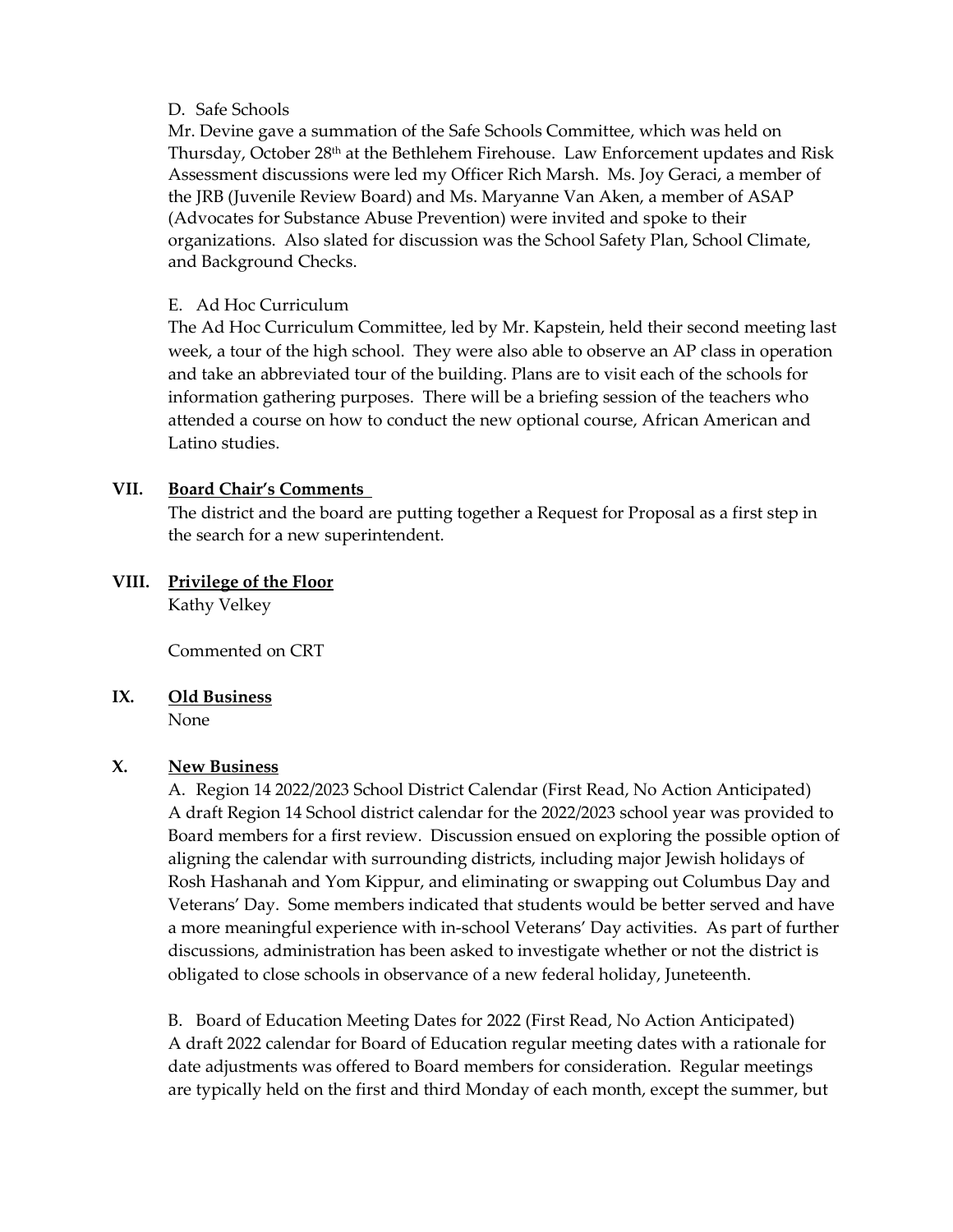D. Safe Schools

Mr. Devine gave a summation of the Safe Schools Committee, which was held on Thursday, October 28th at the Bethlehem Firehouse. Law Enforcement updates and Risk Assessment discussions were led my Officer Rich Marsh. Ms. Joy Geraci, a member of the JRB (Juvenile Review Board) and Ms. Maryanne Van Aken, a member of ASAP (Advocates for Substance Abuse Prevention) were invited and spoke to their organizations. Also slated for discussion was the School Safety Plan, School Climate, and Background Checks.

E. Ad Hoc Curriculum

The Ad Hoc Curriculum Committee, led by Mr. Kapstein, held their second meeting last week, a tour of the high school. They were also able to observe an AP class in operation and take an abbreviated tour of the building. Plans are to visit each of the schools for information gathering purposes. There will be a briefing session of the teachers who attended a course on how to conduct the new optional course, African American and Latino studies.

## VII. Board Chair's Comments

The district and the board are putting together a Request for Proposal as a first step in the search for a new superintendent.

## VIII. Privilege of the Floor

Kathy Velkey

Commented on CRT

## IX. Old Business

None

## X. New Business

A. Region 14 2022/2023 School District Calendar (First Read, No Action Anticipated)
A draft Region 14 School district calendar for the 2022/2023 school year was provided to Board members for a first review. Discussion ensued on exploring the possible option of aligning the calendar with surrounding districts, including major Jewish holidays of Rosh Hashanah and Yom Kippur, and eliminating or swapping out Columbus Day and Veterans' Day. Some members indicated that students would be better served and have a more meaningful experience with in-school Veterans' Day activities. As part of further discussions, administration has been asked to investigate whether or not the district is obligated to close schools in observance of a new federal holiday, Juneteenth.

B. Board of Education Meeting Dates for 2022 (First Read, No Action Anticipated)
A draft 2022 calendar for Board of Education regular meeting dates with a rationale for date adjustments was offered to Board members for consideration. Regular meetings are typically held on the first and third Monday of each month, except the summer, but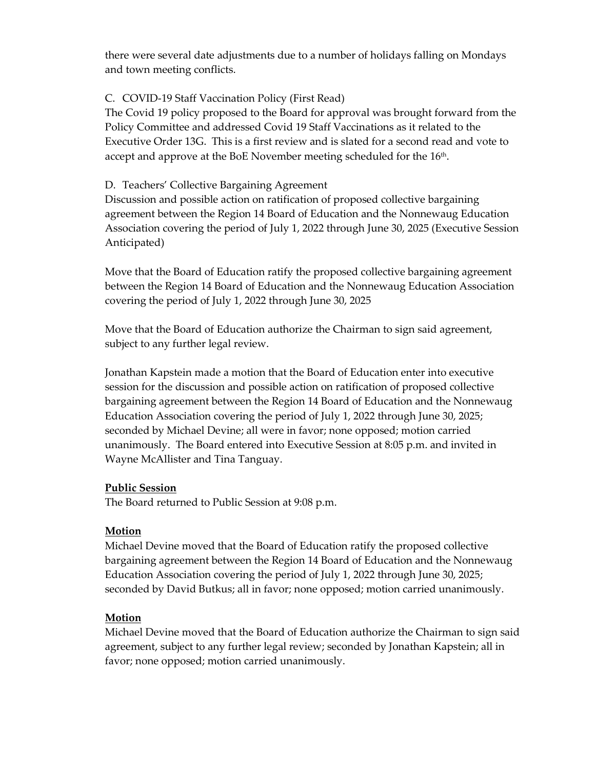there were several date adjustments due to a number of holidays falling on Mondays and town meeting conflicts.

C. COVID-19 Staff Vaccination Policy (First Read)

The Covid 19 policy proposed to the Board for approval was brought forward from the Policy Committee and addressed Covid 19 Staff Vaccinations as it related to the Executive Order 13G. This is a first review and is slated for a second read and vote to accept and approve at the BoE November meeting scheduled for the 16th.

D. Teachers' Collective Bargaining Agreement

Discussion and possible action on ratification of proposed collective bargaining agreement between the Region 14 Board of Education and the Nonnewaug Education Association covering the period of July 1, 2022 through June 30, 2025 (Executive Session Anticipated)

Move that the Board of Education ratify the proposed collective bargaining agreement between the Region 14 Board of Education and the Nonnewaug Education Association covering the period of July 1, 2022 through June 30, 2025

Move that the Board of Education authorize the Chairman to sign said agreement, subject to any further legal review.

Jonathan Kapstein made a motion that the Board of Education enter into executive session for the discussion and possible action on ratification of proposed collective bargaining agreement between the Region 14 Board of Education and the Nonnewaug Education Association covering the period of July 1, 2022 through June 30, 2025; seconded by Michael Devine; all were in favor; none opposed; motion carried unanimously. The Board entered into Executive Session at 8:05 p.m. and invited in Wayne McAllister and Tina Tanguay.

**Public Session**

The Board returned to Public Session at 9:08 p.m.

**Motion**

Michael Devine moved that the Board of Education ratify the proposed collective bargaining agreement between the Region 14 Board of Education and the Nonnewaug Education Association covering the period of July 1, 2022 through June 30, 2025; seconded by David Butkus; all in favor; none opposed; motion carried unanimously.

**Motion**

Michael Devine moved that the Board of Education authorize the Chairman to sign said agreement, subject to any further legal review; seconded by Jonathan Kapstein; all in favor; none opposed; motion carried unanimously.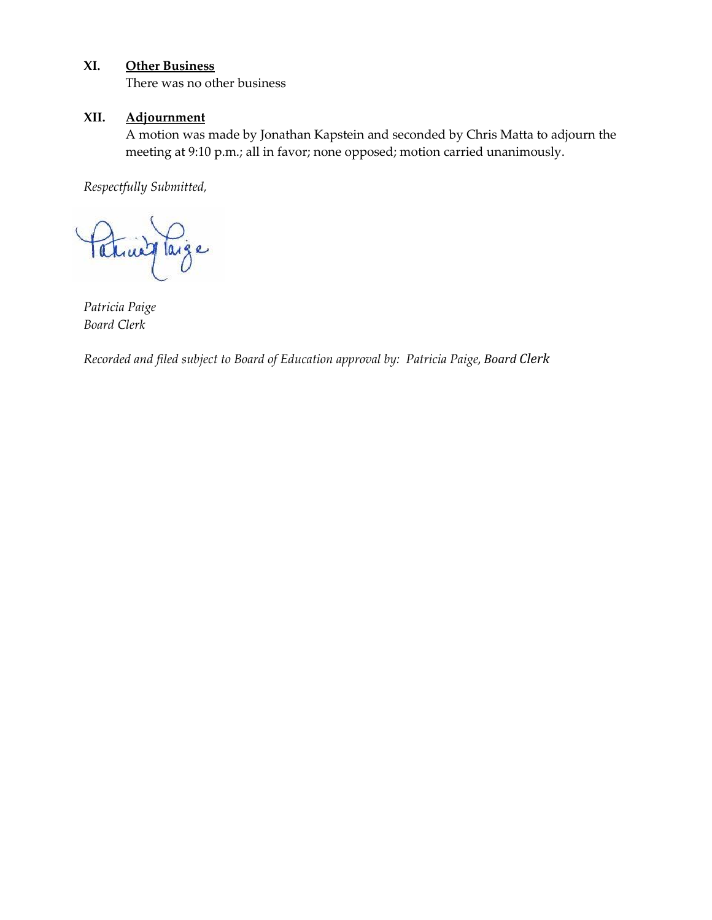## XI. Other Business

There was no other business

## XII. Adjournment

A motion was made by Jonathan Kapstein and seconded by Chris Matta to adjourn the meeting at 9:10 p.m.; all in favor; none opposed; motion carried unanimously.

*Respectfully Submitted,*

*Patricia Paige*
*Board Clerk*

*Recorded and filed subject to Board of Education approval by: Patricia Paige, Board Clerk*